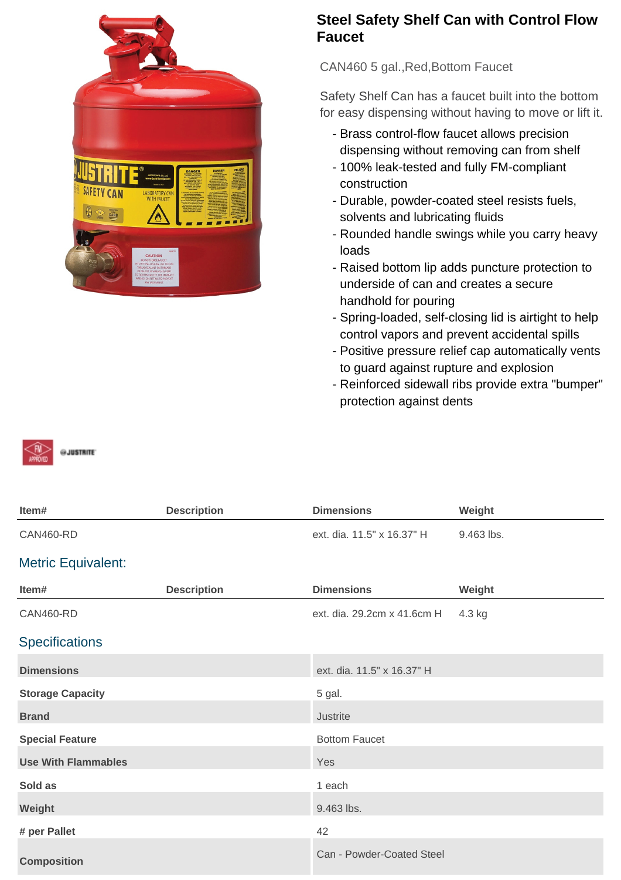# Steel Safety Shelf Can with Control Flow Faucet

CAN460 5 gal.,Red,Bottom Faucet

Safety Shelf Can has a faucet built into the bottom for easy dispensing without having to move or lift it.

- Brass control-flow faucet allows precision dispensing without removing can from shelf
- 100% leak-tested and fully FM-compliant construction
- Durable, powder-coated steel resists fuels, solvents and lubricating fluids
- Rounded handle swings while you carry heavy loads
- Raised bottom lip adds puncture protection to underside of can and creates a secure handhold for pouring
- Spring-loaded, self-closing lid is airtight to help control vapors and prevent accidental spills
- Positive pressure relief cap automatically vents to guard against rupture and explosion
- Reinforced sidewall ribs provide extra "bumper" protection against dents

| Item# | Description | Dimensions | Weight |
| --- | --- | --- | --- |
| CAN460-RD | | ext. dia. 11.5" x 16.37" H | 9.463 lbs. |

## Metric Equivalent:

| Item# | Description | Dimensions | Weight |
| --- | --- | --- | --- |
| CAN460-RD | | ext. dia. 29.2cm x 41.6cm H | 4.3 kg |

## Specifications

| | |
| --- | --- |
| **Dimensions** | ext. dia. 11.5" x 16.37" H |
| **Storage Capacity** | 5 gal. |
| **Brand** | Justrite |
| **Special Feature** | Bottom Faucet |
| **Use With Flammables** | Yes |
| **Sold as** | 1 each |
| **Weight** | 9.463 lbs. |
| **# per Pallet** | 42 |
| **Composition** | Can - Powder-Coated Steel |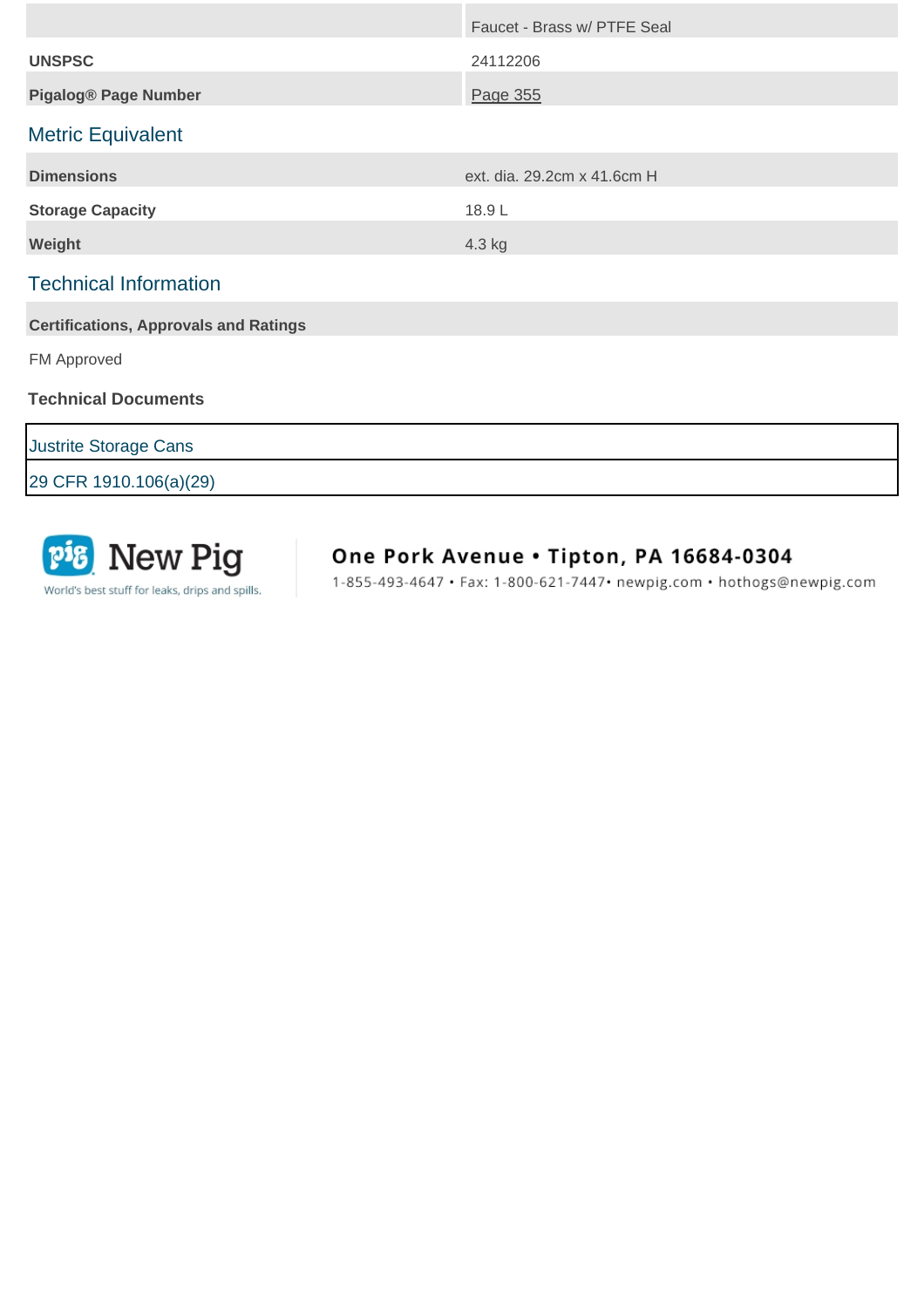| | |
|---|---|
| | Faucet - Brass w/ PTFE Seal |
| **UNSPSC** | 24112206 |
| **Pigalog® Page Number** | Page 355 |

## Metric Equivalent

| | |
|---|---|
| **Dimensions** | ext. dia. 29.2cm x 41.6cm H |
| **Storage Capacity** | 18.9 L |
| **Weight** | 4.3 kg |

## Technical Information

**Certifications, Approvals and Ratings**

FM Approved

### Technical Documents

| |
|---|
| Justrite Storage Cans |
| 29 CFR 1910.106(a)(29) |

New Pig
World's best stuff for leaks, drips and spills.

**One Pork Avenue • Tipton, PA 16684-0304**
1-855-493-4647 • Fax: 1-800-621-7447• newpig.com • hothogs@newpig.com